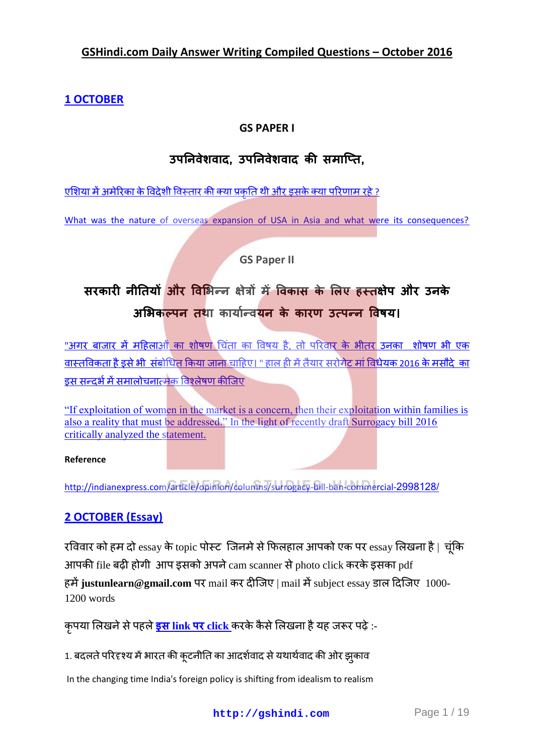# GSHindi.com Daily Answer Writing Compiled Questions – October 2016

## 1 OCTOBER

### GS PAPER I

### उपनिवेशवाद, उपनिवेशवाद की समाप्ति,

एशिया में अमेरिका के विदेशी विस्तार की क्या प्रकृति थी और इसके क्या परिणाम रहे ?

What was the nature of overseas expansion of USA in Asia and what were its consequences?

### GS Paper II

### सरकारी नीतियों और विभिन्न क्षेत्रों में विकास के लिए हस्तक्षेप और उनके अभिकल्पन तथा कार्यान्वयन के कारण उत्पन्न विषय।

"अगर बाजार में महिलाओं का शोषण चिंता का विषय है, तो परिवार के भीतर उनका शोषण भी एक वास्तविकता है इसे भी संबोधित किया जाना चाहिए। " हाल ही में तैयार सरोगेट मां विधेयक 2016 के मसौदे का इस सन्दर्भ में समालोचनात्मक विश्लेषण कीजिए

"If exploitation of women in the market is a concern, then their exploitation within families is also a reality that must be addressed." In the light of recently draft Surrogacy bill 2016 critically analyzed the statement.

**Reference**

http://indianexpress.com/article/opinion/columns/surrogacy-bill-ban-commercial-2998128/

## 2 OCTOBER (Essay)

रविवार को हम दो essay के topic पोस्ट जिनमे से फिलहाल आपको एक पर essay लिखना है | चूंकि आपकी file बढ़ी होगी आप इसको अपने cam scanner से photo click करके इसका pdf हमें **justunlearn@gmail.com** पर mail कर दीजिए | mail में subject essay डाल दिजिए 1000-1200 words

कृपया लिखने से पहले **इस link पर click** करके कैसे लिखना है यह जरूर पढ़े :-

1. बदलते परिदृश्य में भारत की कूटनीति का आदर्शवाद से यथार्थवाद की ओर झुकाव

In the changing time India's foreign policy is shifting from idealism to realism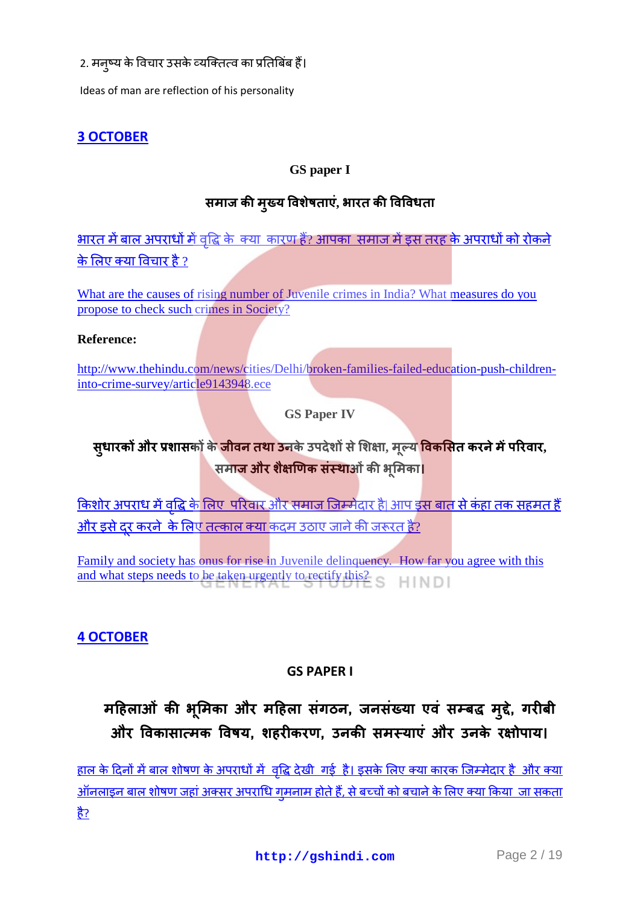2. मनुष्य के विचार उसके व्यक्तित्व का प्रतिबिंब हैं।

Ideas of man are reflection of his personality

## 3 OCTOBER

**GS paper I**

**समाज की मुख्य विशेषताएं, भारत की विविधता**

भारत में बाल अपराधों में वृद्धि के क्या कारण हैं? आपका समाज में इस तरह के अपराधों को रोकने के लिए क्या विचार है ?

What are the causes of rising number of Juvenile crimes in India? What measures do you propose to check such crimes in Society?

**Reference:**

http://www.thehindu.com/news/cities/Delhi/broken-families-failed-education-push-children-into-crime-survey/article9143948.ece

**GS Paper IV**

**सुधारकों और प्रशासकों के जीवन तथा उनके उपदेशों से शिक्षा, मूल्य विकसित करने में परिवार, समाज और शैक्षणिक संस्थाओं की भूमिका।**

किशोर अपराध में वृद्धि के लिए परिवार और समाज जिम्मेदार है| आप इस बात से कंहा तक सहमत हैं और इसे दूर करने के लिए तत्काल क्या कदम उठाए जाने की जरूरत है?

Family and society has onus for rise in Juvenile delinquency. How far you agree with this and what steps needs to be taken urgently to rectify this?

## 4 OCTOBER

**GS PAPER I**

**महिलाओं की भूमिका और महिला संगठन, जनसंख्या एवं सम्बद्ध मुद्दे, गरीबी और विकासात्मक विषय, शहरीकरण, उनकी समस्याएं और उनके रक्षोपाय।**

हाल के दिनों में बाल शोषण के अपराधों में वृद्धि देखी गई है। इसके लिए क्या कारक जिम्मेदार है और क्या ऑनलाइन बाल शोषण जहां अक्सर अपराधि गुमनाम होते हैं, से बच्चों को बचाने के लिए क्या किया जा सकता है?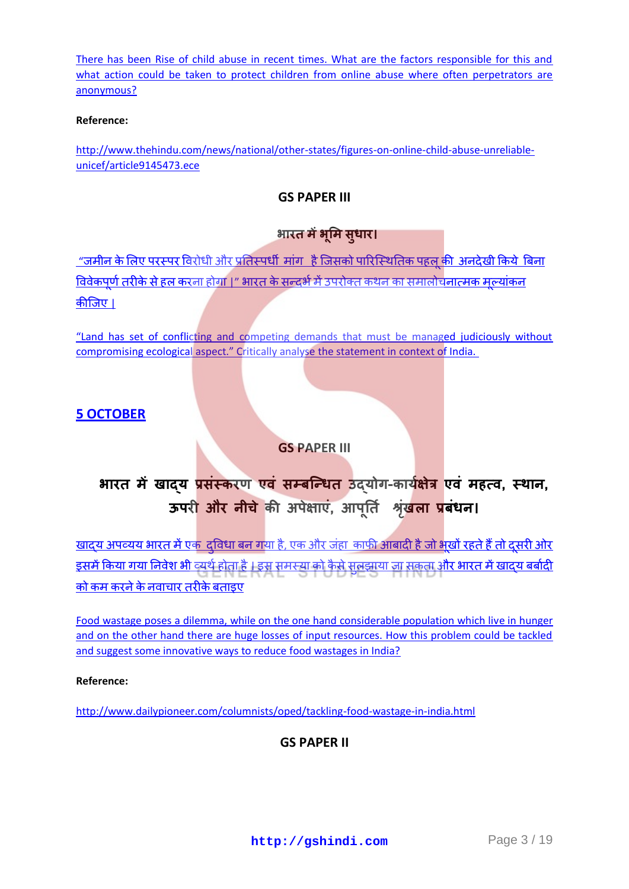There has been Rise of child abuse in recent times. What are the factors responsible for this and what action could be taken to protect children from online abuse where often perpetrators are anonymous?

**Reference:**

http://www.thehindu.com/news/national/other-states/figures-on-online-child-abuse-unreliable-unicef/article9145473.ece

### GS PAPER III

**भारत में भूमि सुधार।**

"जमीन के लिए परस्पर विरोधी और प्रतिस्पर्धी मांग है जिसको पारिस्थितिक पहलू की अनदेखी किये बिना विवेकपूर्ण तरीके से हल करना होगा।" भारत के सन्दर्भ में उपरोक्त कथन का समालोचनात्मक मूल्यांकन कीजिए।

"Land has set of conflicting and competing demands that must be managed judiciously without compromising ecological aspect." Critically analyse the statement in context of India.

## 5 OCTOBER

### GS PAPER III

**भारत में खाद्य प्रसंस्करण एवं सम्बन्धित उद्योग-कार्यक्षेत्र एवं महत्व, स्थान, ऊपरी और नीचे की अपेक्षाएं, आपूर्ति श्रृंखला प्रबंधन।**

खाद्य अपव्यय भारत में एक दुविधा बन गया है, एक और जंहा काफी आबादी है जो भूखों रहते हैं तो दूसरी ओर इसमें किया गया निवेश भी व्यर्थ होता है। इस समस्या को कैसे सुलझाया जा सकता और भारत में खाद्य बर्बादी को कम करने के नवाचार तरीके बताइए

Food wastage poses a dilemma, while on the one hand considerable population which live in hunger and on the other hand there are huge losses of input resources. How this problem could be tackled and suggest some innovative ways to reduce food wastages in India?

**Reference:**

http://www.dailypioneer.com/columnists/oped/tackling-food-wastage-in-india.html

### GS PAPER II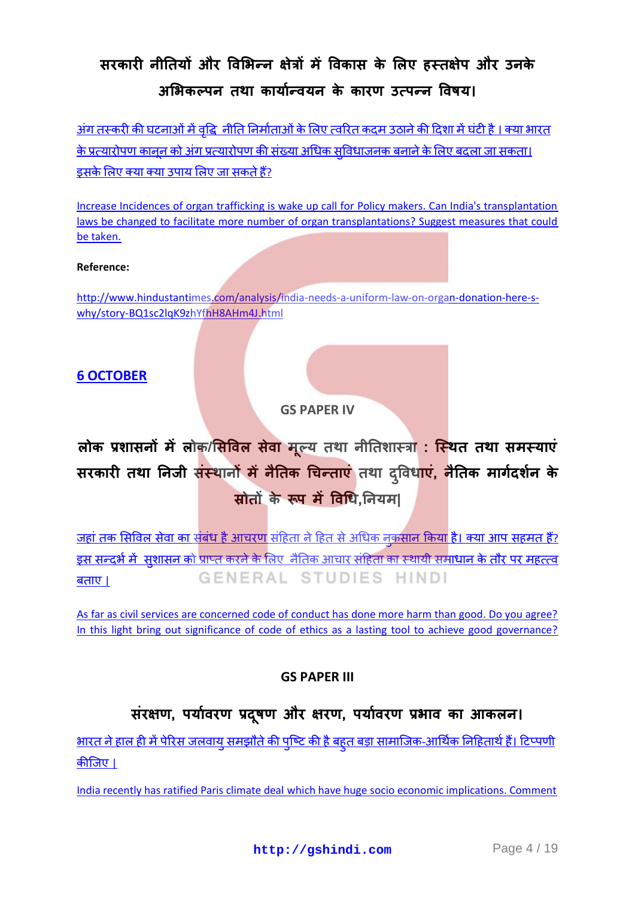## सरकारी नीतियों और विभिन्न क्षेत्रों में विकास के लिए हस्तक्षेप और उनके अभिकल्पन तथा कार्यान्वयन के कारण उत्पन्न विषय।

अंग तस्करी की घटनाओं में वृद्धि नीति निर्माताओं के लिए त्वरित कदम उठाने की दिशा में घंटी है । क्या भारत के प्रत्यारोपण कानून को अंग प्रत्यारोपण की संख्या अधिक सुविधाजनक बनाने के लिए बदला जा सकता। इसके लिए क्या क्या उपाय लिए जा सकते हैं?

Increase Incidences of organ trafficking is wake up call for Policy makers. Can India's transplantation laws be changed to facilitate more number of organ transplantations? Suggest measures that could be taken.

**Reference:**

http://www.hindustantimes.com/analysis/india-needs-a-uniform-law-on-organ-donation-here-s-why/story-BQ1sc2lqK9zhYfhH8AHm4J.html

## 6 OCTOBER

### GS PAPER IV

## लोक प्रशासनों में लोक/सिविल सेवा मूल्य तथा नीतिशास्त्रा : स्थित तथा समस्याएं सरकारी तथा निजी संस्थानों में नैतिक चिन्ताएं तथा दुविधाएं, नैतिक मार्गदर्शन के स्रोतों के रूप में विधि,नियम|

जहां तक सिविल सेवा का संबंध है आचरण संहिता ने हित से अधिक नुकसान किया है। क्या आप सहमत हैं? इस सन्दर्भ में सुशासन को प्राप्त करने के लिए नैतिक आचार संहिता का स्थायी समाधान के तौर पर महत्त्व बताए |

As far as civil services are concerned code of conduct has done more harm than good. Do you agree? In this light bring out significance of code of ethics as a lasting tool to achieve good governance?

### GS PAPER III

## संरक्षण, पर्यावरण प्रदूषण और क्षरण, पर्यावरण प्रभाव का आकलन।

भारत ने हाल ही में पेरिस जलवायु समझौते की पुष्टि की है बहुत बड़ा सामाजिक-आर्थिक निहितार्थ हैं। टिप्पणी कीजिए |

India recently has ratified Paris climate deal which have huge socio economic implications. Comment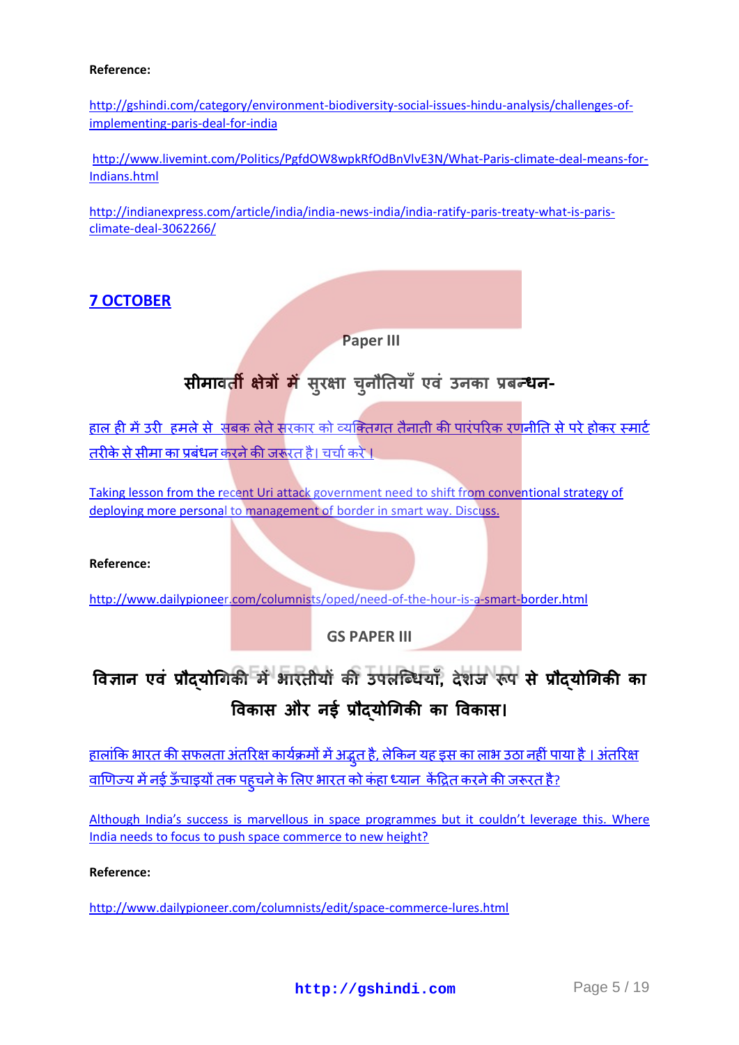**Reference:**

http://gshindi.com/category/environment-biodiversity-social-issues-hindu-analysis/challenges-of-implementing-paris-deal-for-india

http://www.livemint.com/Politics/PgfdOW8wpkRfOdBnVlvE3N/What-Paris-climate-deal-means-for-Indians.html

http://indianexpress.com/article/india/india-news-india/india-ratify-paris-treaty-what-is-paris-climate-deal-3062266/

## 7 OCTOBER

**Paper III**

### सीमावर्ती क्षेत्रों में सुरक्षा चुनौतियाँ एवं उनका प्रबन्धन-

हाल ही में उरी हमले से सबक लेते सरकार को व्यक्तिगत तैनाती की पारंपरिक रणनीति से परे होकर स्मार्ट तरीके से सीमा का प्रबंधन करने की जरूरत है। चर्चा करे ।

Taking lesson from the recent Uri attack government need to shift from conventional strategy of deploying more personal to management of border in smart way. Discuss.

**Reference:**

http://www.dailypioneer.com/columnists/oped/need-of-the-hour-is-a-smart-border.html

**GS PAPER III**

### विज्ञान एवं प्रौद्योगिकी में भारतीयों की उपलब्धियाँ, देशज रूप से प्रौद्योगिकी का विकास और नई प्रौद्योगिकी का विकास।

हालांकि भारत की सफलता अंतरिक्ष कार्यक्रमों में अद्भुत है, लेकिन यह इस का लाभ उठा नहीं पाया है । अंतरिक्ष वाणिज्य में नई ऊँचाइयों तक पहुचने के लिए भारत को कहा ध्यान केंद्रित करने की जरूरत है?

Although India's success is marvellous in space programmes but it couldn't leverage this. Where India needs to focus to push space commerce to new height?

**Reference:**

http://www.dailypioneer.com/columnists/edit/space-commerce-lures.html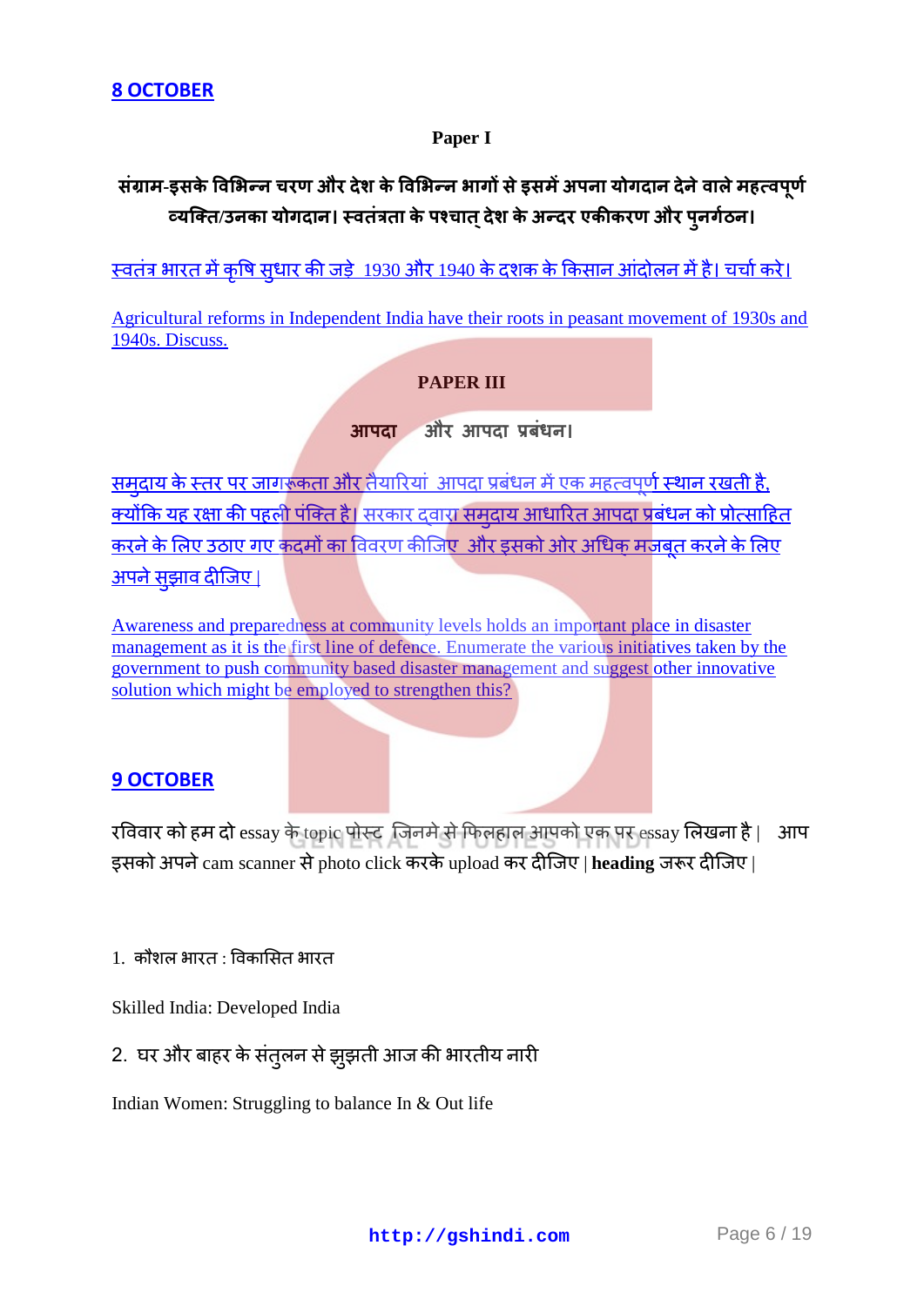## 8 OCTOBER

**Paper I**

**संग्राम-इसके विभिन्न चरण और देश के विभिन्न भागों से इसमें अपना योगदान देने वाले महत्वपूर्ण व्यक्ति/उनका योगदान। स्वतंत्रता के पश्चात् देश के अन्दर एकीकरण और पुनर्गठन।**

स्वतंत्र भारत में कृषि सुधार की जड़े 1930 और 1940 के दशक के किसान आंदोलन में है। चर्चा करे।

Agricultural reforms in Independent India have their roots in peasant movement of 1930s and 1940s. Discuss.

**PAPER III**

**आपदा और आपदा प्रबंधन।**

समुदाय के स्तर पर जागरूकता और तैयारियां आपदा प्रबंधन में एक महत्वपूर्ण स्थान रखती है, क्योंकि यह रक्षा की पहली पंक्ति है। सरकार द्वारा समुदाय आधारित आपदा प्रबंधन को प्रोत्साहित करने के लिए उठाए गए कदमों का विवरण कीजिए और इसको ओर अधिक मजबूत करने के लिए अपने सुझाव दीजिए |

Awareness and preparedness at community levels holds an important place in disaster management as it is the first line of defence. Enumerate the various initiatives taken by the government to push community based disaster management and suggest other innovative solution which might be employed to strengthen this?

## 9 OCTOBER

रविवार को हम दो essay के topic पोस्ट जिनमे से फिलहाल आपको एक पर essay लिखना है | आप इसको अपने cam scanner से photo click करके upload कर दीजिए | **heading** जरूर दीजिए |

1. कौशल भारत : विकासित भारत

Skilled India: Developed India

2. घर और बाहर के संतुलन से झुझती आज की भारतीय नारी

Indian Women: Struggling to balance In & Out life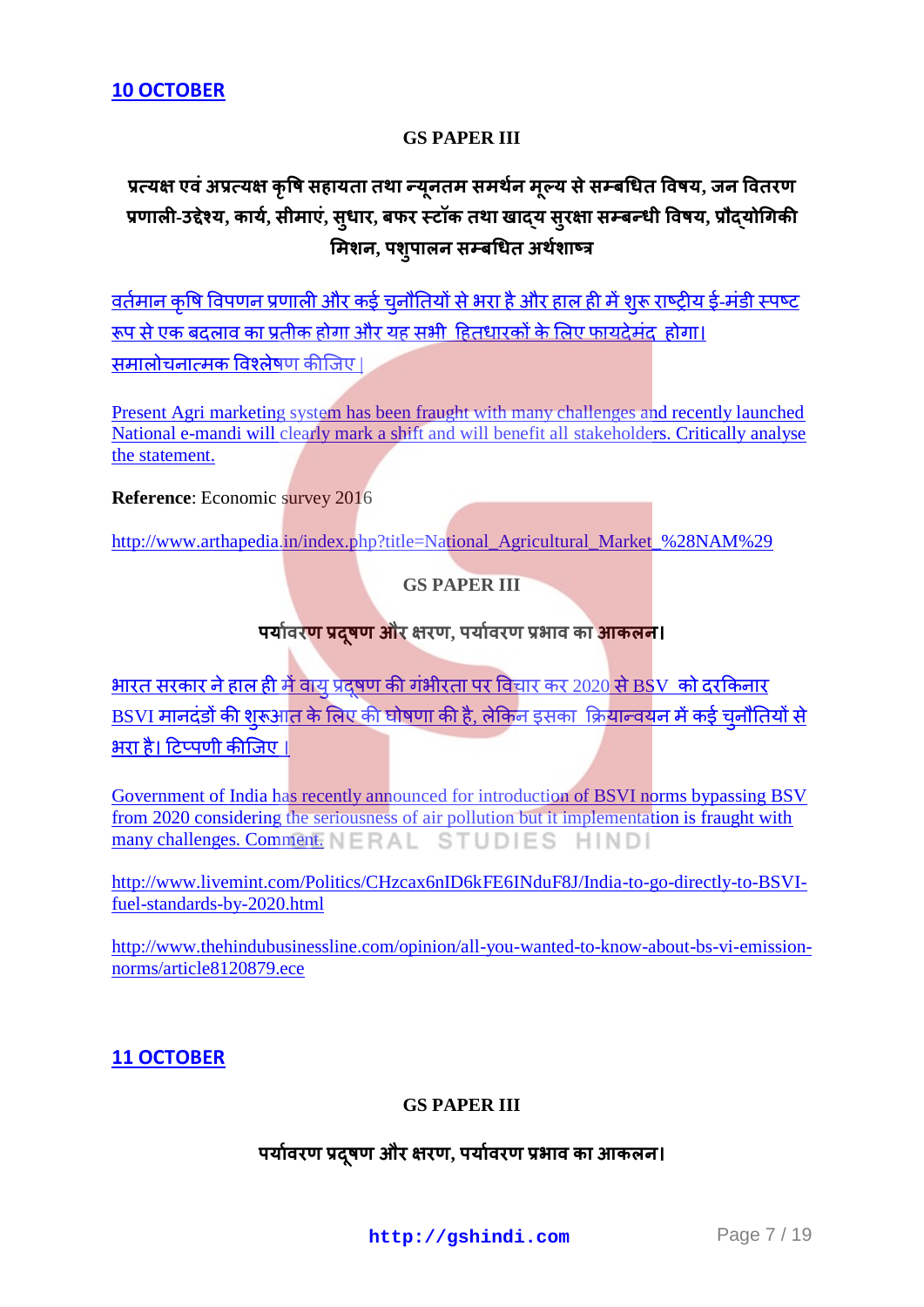## 10 OCTOBER

**GS PAPER III**

**प्रत्यक्ष एवं अप्रत्यक्ष कृषि सहायता तथा न्यूनतम समर्थन मूल्य से सम्बधित विषय, जन वितरण प्रणाली-उद्देश्य, कार्य, सीमाएं, सुधार, बफर स्टॉक तथा खाद्य सुरक्षा सम्बन्धी विषय, प्रौद्योगिकी मिशन, पशुपालन सम्बधित अर्थशास्त्र**

वर्तमान कृषि विपणन प्रणाली और कई चुनौतियों से भरा है और हाल ही में शुरू राष्ट्रीय ई-मंडी स्पष्ट रूप से एक बदलाव का प्रतीक होगा और यह सभी हितधारकों के लिए फायदेमंद होगा। समालोचनात्मक विश्लेषण कीजिए |

Present Agri marketing system has been fraught with many challenges and recently launched National e-mandi will clearly mark a shift and will benefit all stakeholders. Critically analyse the statement.

**Reference**: Economic survey 2016

http://www.arthapedia.in/index.php?title=National_Agricultural_Market_%28NAM%29

**GS PAPER III**

**पर्यावरण प्रदूषण और क्षरण, पर्यावरण प्रभाव का आकलन।**

भारत सरकार ने हाल ही में वायु प्रदूषण की गंभीरता पर विचार कर 2020 से BSV को दरकिनार BSVI मानदंडों की शुरूआत के लिए की घोषणा की है, लेकिन इसका क्रियान्वयन में कई चुनौतियों से भरा है। टिप्पणी कीजिए |

Government of India has recently announced for introduction of BSVI norms bypassing BSV from 2020 considering the seriousness of air pollution but it implementation is fraught with many challenges. Comment.

http://www.livemint.com/Politics/CHzcax6nID6kFE6INduF8J/India-to-go-directly-to-BSVI-fuel-standards-by-2020.html

http://www.thehindubusinessline.com/opinion/all-you-wanted-to-know-about-bs-vi-emission-norms/article8120879.ece

## 11 OCTOBER

**GS PAPER III**

**पर्यावरण प्रदूषण और क्षरण, पर्यावरण प्रभाव का आकलन।**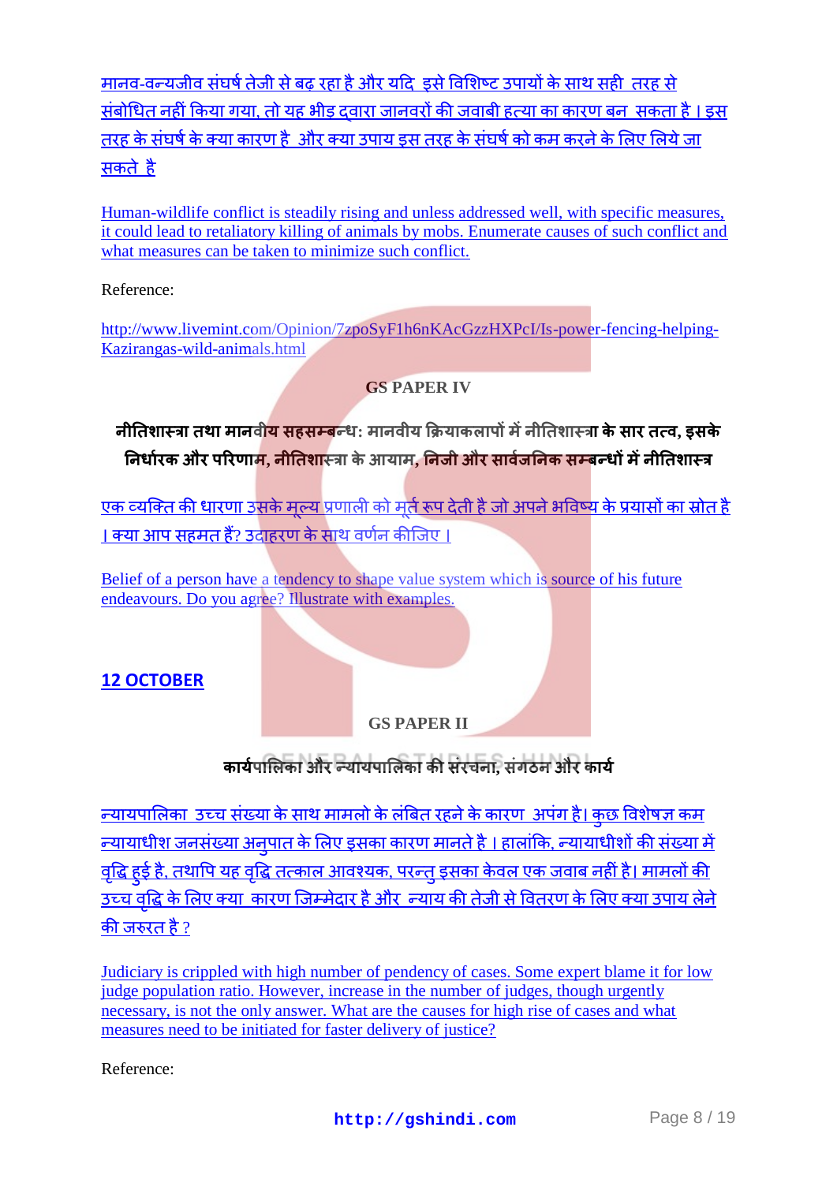मानव-वन्यजीव संघर्ष तेजी से बढ रहा है और यदि इसे विशिष्ट उपायों के साथ सही तरह से संबोधित नहीं किया गया, तो यह भीड़ द्वारा जानवरों की जवाबी हत्या का कारण बन सकता है । इस तरह के संघर्ष के क्या कारण है और क्या उपाय इस तरह के संघर्ष को कम करने के लिए लिये जा सकते है

Human-wildlife conflict is steadily rising and unless addressed well, with specific measures, it could lead to retaliatory killing of animals by mobs. Enumerate causes of such conflict and what measures can be taken to minimize such conflict.

Reference:

http://www.livemint.com/Opinion/7zpoSyF1h6nKAcGzzHXPcI/Is-power-fencing-helping-Kazirangas-wild-animals.html

### GS PAPER IV

**नीतिशास्त्रा तथा मानवीय सहसम्बन्ध: मानवीय क्रियाकलापों में नीतिशास्त्रा के सार तत्व, इसके निर्धारक और परिणाम, नीतिशास्त्रा के आयाम, निजी और सार्वजनिक सम्बन्धों में नीतिशास्त्र**

एक व्यक्ति की धारणा उसके मूल्य प्रणाली को मूर्त रूप देती है जो अपने भविष्य के प्रयासों का स्रोत है । क्या आप सहमत हैं? उदाहरण के साथ वर्णन कीजिए ।

Belief of a person have a tendency to shape value system which is source of his future endeavours. Do you agree? Illustrate with examples.

## 12 OCTOBER

### GS PAPER II

**कार्यपालिका और न्यायपालिका की संरचना, संगठन और कार्य**

न्यायपालिका उच्च संख्या के साथ मामलो के लंबित रहने के कारण अपंग है। कुछ विशेषज्ञ कम न्यायाधीश जनसंख्या अनुपात के लिए इसका कारण मानते है । हालांकि, न्यायाधीशों की संख्या में वृद्धि हुई है, तथापि यह वृद्धि तत्काल आवश्यक, परन्तु इसका केवल एक जवाब नहीं है। मामलों की उच्च वृद्धि के लिए क्या कारण जिम्मेदार है और न्याय की तेजी से वितरण के लिए क्या उपाय लेने की जरुरत है ?

Judiciary is crippled with high number of pendency of cases. Some expert blame it for low judge population ratio. However, increase in the number of judges, though urgently necessary, is not the only answer. What are the causes for high rise of cases and what measures need to be initiated for faster delivery of justice?

Reference: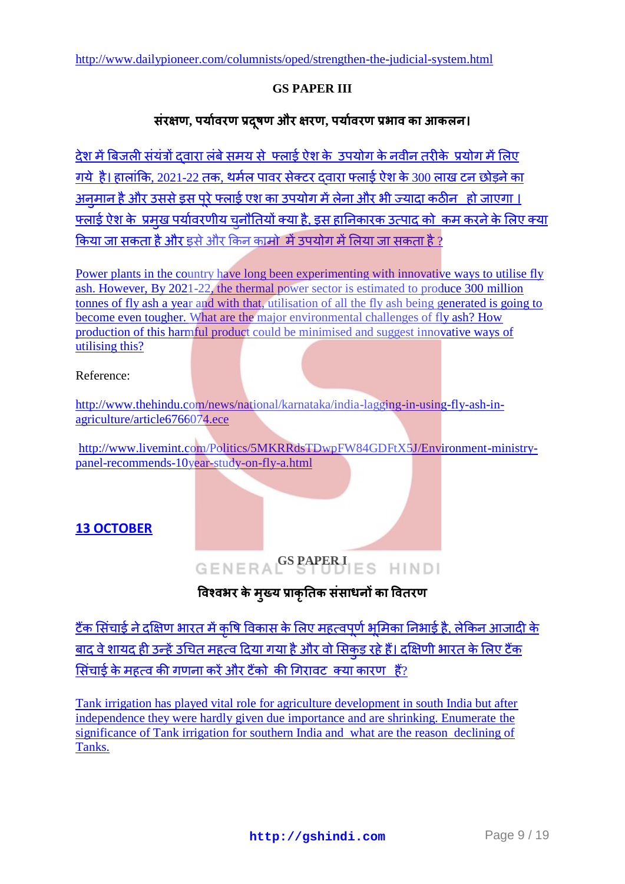http://www.dailypioneer.com/columnists/oped/strengthen-the-judicial-system.html

**GS PAPER III**

**संरक्षण, पर्यावरण प्रदूषण और क्षरण, पर्यावरण प्रभाव का आकलन।**

देश में बिजली संयंत्रों द्वारा लंबे समय से फ्लाई ऐश के उपयोग के नवीन तरीके प्रयोग में लिए गये है। हालांकि, 2021-22 तक, थर्मल पावर सेक्टर द्वारा फ्लाई ऐश के 300 लाख टन छोड़ने का अनुमान है और उससे इस पूरे फ्लाई एश का उपयोग में लेना और भी ज्यादा कठीन हो जाएगा। फ्लाई ऐश के प्रमुख पर्यावरणीय चुनौतियों क्या है, इस हानिकारक उत्पाद को कम करने के लिए क्या किया जा सकता है और इसे और किन कामो में उपयोग में लिया जा सकता है ?

Power plants in the country have long been experimenting with innovative ways to utilise fly ash. However, By 2021-22, the thermal power sector is estimated to produce 300 million tonnes of fly ash a year and with that, utilisation of all the fly ash being generated is going to become even tougher. What are the major environmental challenges of fly ash? How production of this harmful product could be minimised and suggest innovative ways of utilising this?

Reference:

http://www.thehindu.com/news/national/karnataka/india-lagging-in-using-fly-ash-in-agriculture/article6766074.ece

http://www.livemint.com/Politics/5MKRRdsTDwpFW84GDFtX5J/Environment-ministry-panel-recommends-10year-study-on-fly-a.html

## 13 OCTOBER

**GS PAPER I**

**विश्वभर के मुख्य प्राकृतिक संसाधनों का वितरण**

टैंक सिंचाई ने दक्षिण भारत में कृषि विकास के लिए महत्वपूर्ण भूमिका निभाई है, लेकिन आजादी के बाद वे शायद ही उन्हें उचित महत्व दिया गया है और वो सिकुड रहे हैं। दक्षिणी भारत के लिए टैंक सिंचाई के महत्व की गणना करें और टैंको की गिरावट क्या कारण हैं?

Tank irrigation has played vital role for agriculture development in south India but after independence they were hardly given due importance and are shrinking. Enumerate the significance of Tank irrigation for southern India and what are the reason declining of Tanks.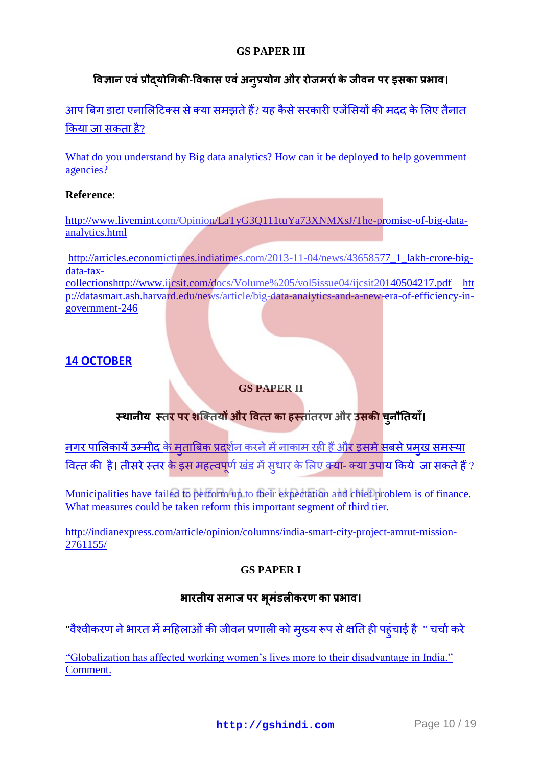**GS PAPER III**

**विज्ञान एवं प्रौद्योगिकी-विकास एवं अनुप्रयोग और रोजमर्रा के जीवन पर इसका प्रभाव।**

आप बिग डाटा एनालिटिक्स से क्या समझते हैं? यह कैसे सरकारी एजेंसियों की मदद के लिए तैनात किया जा सकता है?

What do you understand by Big data analytics? How can it be deployed to help government agencies?

**Reference**:

http://www.livemint.com/Opinion/LaTyG3Q111tuYa73XNMXsJ/The-promise-of-big-data-analytics.html

http://articles.economictimes.indiatimes.com/2013-11-04/news/43658577_1_lakh-crore-big-data-tax-collectionshttp://www.ijcsit.com/docs/Volume%205/vol5issue04/ijcsit20140504217.pdf http://datasmart.ash.harvard.edu/news/article/big-data-analytics-and-a-new-era-of-efficiency-in-government-246

## 14 OCTOBER

**GS PAPER II**

**स्थानीय स्तर पर शक्तियों और वित्त का हस्तांतरण और उसकी चुनौतियाँ।**

नगर पालिकायें उम्मीद के मुताबिक प्रदर्शन करने में नाकाम रही हैं और इसमें सबसे प्रमुख समस्या वित्त की है। तीसरे स्तर के इस महत्वपूर्ण खंड में सुधार के लिए क्या- क्या उपाय किये जा सकते हैं ?

Municipalities have failed to perform up to their expectation and chief problem is of finance. What measures could be taken reform this important segment of third tier.

http://indianexpress.com/article/opinion/columns/india-smart-city-project-amrut-mission-2761155/

**GS PAPER I**

**भारतीय समाज पर भूमंडलीकरण का प्रभाव।**

"वैश्वीकरण ने भारत में महिलाओं की जीवन प्रणाली को मुख्य रूप से क्षति ही पहुंचाई है " चर्चा करे

"Globalization has affected working women's lives more to their disadvantage in India." Comment.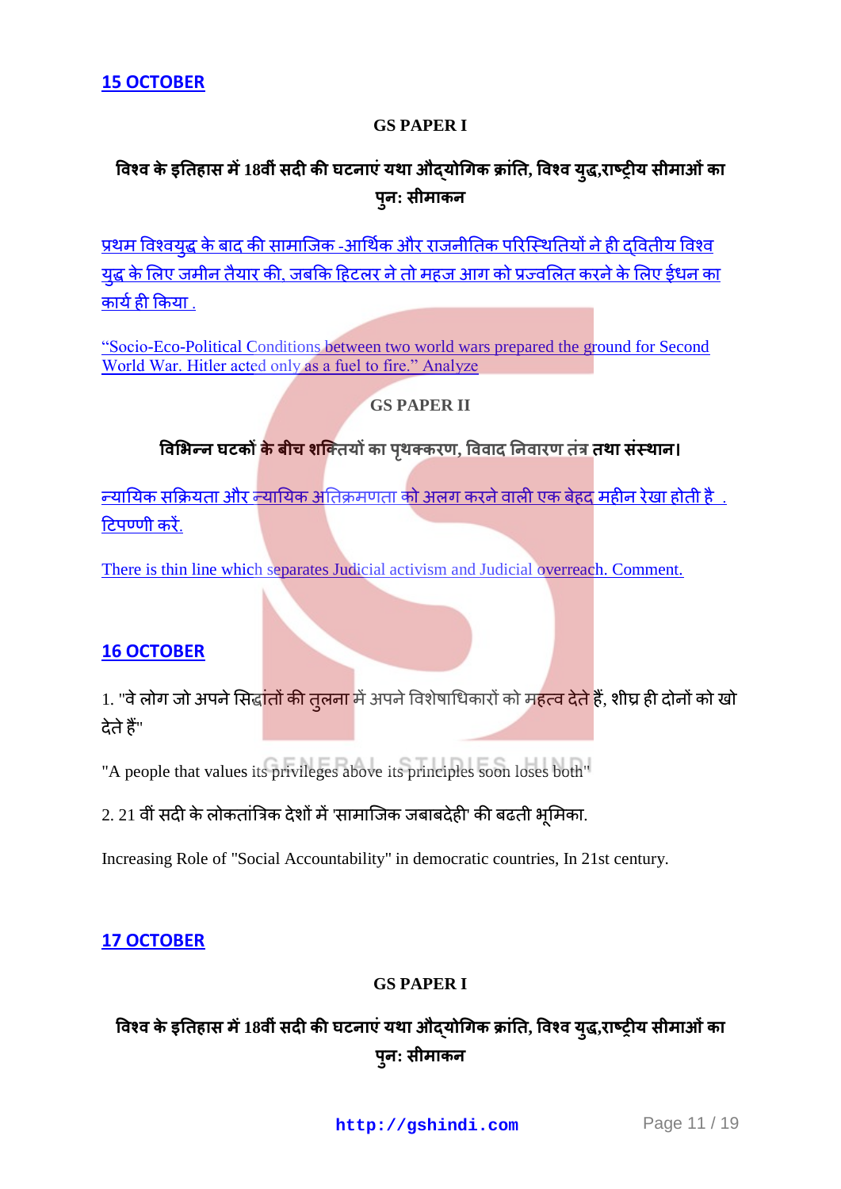## 15 OCTOBER

**GS PAPER I**

**विश्व के इतिहास में 18वीं सदी की घटनाएं यथा औद्योगिक क्रांति, विश्व युद्ध,राष्ट्रीय सीमाओं का पुन: सीमाकन**

प्रथम विश्वयुद्ध के बाद की सामाजिक -आर्थिक और राजनीतिक परिस्थितियों ने ही द्वितीय विश्व युद्ध के लिए जमीन तैयार की, जबकि हिटलर ने तो महज आग को प्रज्वलित करने के लिए ईंधन का कार्य ही किया .

"Socio-Eco-Political Conditions between two world wars prepared the ground for Second World War. Hitler acted only as a fuel to fire." Analyze

**GS PAPER II**

**विभिन्न घटकों के बीच शक्तियों का पृथक्करण, विवाद निवारण तंत्र तथा संस्थान।**

न्यायिक सक्रियता और न्यायिक अतिक्रमणता को अलग करने वाली एक बेहद महीन रेखा होती है . टिपण्णी करें.

There is thin line which separates Judicial activism and Judicial overreach. Comment.

## 16 OCTOBER

1. "वे लोग जो अपने सिद्धांतों की तुलना में अपने विशेषाधिकारों को महत्व देते हैं, शीघ्र ही दोनों को खो देते हैं"

"A people that values its privileges above its principles soon loses both"

2. 21 वीं सदी के लोकतांत्रिक देशों में 'सामाजिक जबावदेही' की बढती भूमिका.

Increasing Role of "Social Accountability" in democratic countries, In 21st century.

## 17 OCTOBER

**GS PAPER I**

**विश्व के इतिहास में 18वीं सदी की घटनाएं यथा औद्योगिक क्रांति, विश्व युद्ध,राष्ट्रीय सीमाओं का पुन: सीमाकन**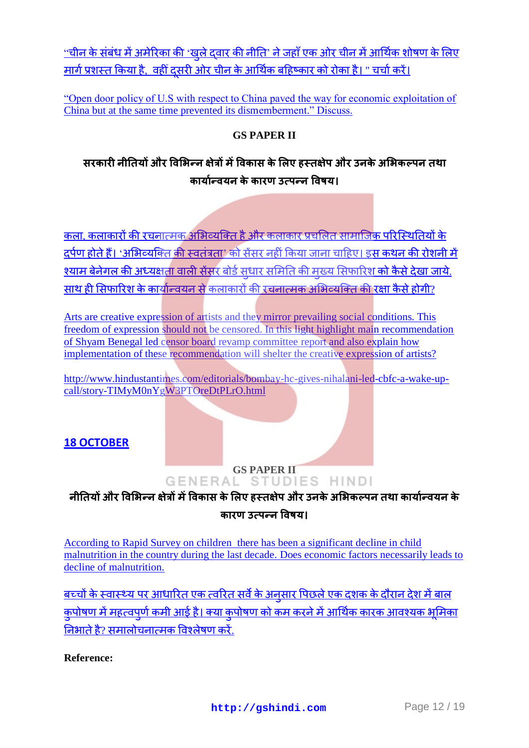"चीन के संबंध में अमेरिका की 'खुले द्वार की नीति' ने जहाँ एक ओर चीन में आर्थिक शोषण के लिए मार्ग प्रशस्त किया है, वहीं दूसरी ओर चीन के आर्थिक बहिष्कार को रोका है। " चर्चा करें।

"Open door policy of U.S with respect to China paved the way for economic exploitation of China but at the same time prevented its dismemberment." Discuss.

**GS PAPER II**

**सरकारी नीतियों और विभिन्न क्षेत्रों में विकास के लिए हस्तक्षेप और उनके अभिकल्पन तथा कार्यान्वयन के कारण उत्पन्न विषय।**

कला, कलाकारों की रचनात्मक अभिव्यक्ति है और कलाकार प्रचलित सामाजिक परिस्थितियों के दर्पण होते हैं। 'अभिव्यक्ति की स्वतंत्रता' को सेंसर नहीं किया जाना चाहिए। इस कथन की रोशनी में श्याम बेनेगल की अध्यक्षता वाली सेंसर बोर्ड सुधार समिति की मुख्य सिफारिश को कैसे देखा जाये. साथ ही सिफारिश के कार्यान्वयन से कलाकारों की रचनात्मक अभिव्यक्ति की रक्षा कैसे होगी?

Arts are creative expression of artists and they mirror prevailing social conditions. This freedom of expression should not be censored. In this light highlight main recommendation of Shyam Benegal led censor board revamp committee report and also explain how implementation of these recommendation will shelter the creative expression of artists?

http://www.hindustantimes.com/editorials/bombay-hc-gives-nihalani-led-cbfc-a-wake-up-call/story-TIMyM0nYgW3PTOreDtPLrO.html

**18 OCTOBER**

**GS PAPER II**

**नीतियों और विभिन्न क्षेत्रों में विकास के लिए हस्तक्षेप और उनके अभिकल्पन तथा कार्यान्वयन के कारण उत्पन्न विषय।**

According to Rapid Survey on children there has been a significant decline in child malnutrition in the country during the last decade. Does economic factors necessarily leads to decline of malnutrition.

बच्चों के स्वास्थ्य पर आधारित एक त्वरित सर्वे के अनुसार पिछले एक दशक के दौरान देश में बाल कुपोषण में महत्वपूर्ण कमी आई है। क्या कुपोषण को कम करने में आर्थिक कारक आवश्यक भूमिका निभाते है? समालोचनात्मक विश्लेषण करें.

**Reference:**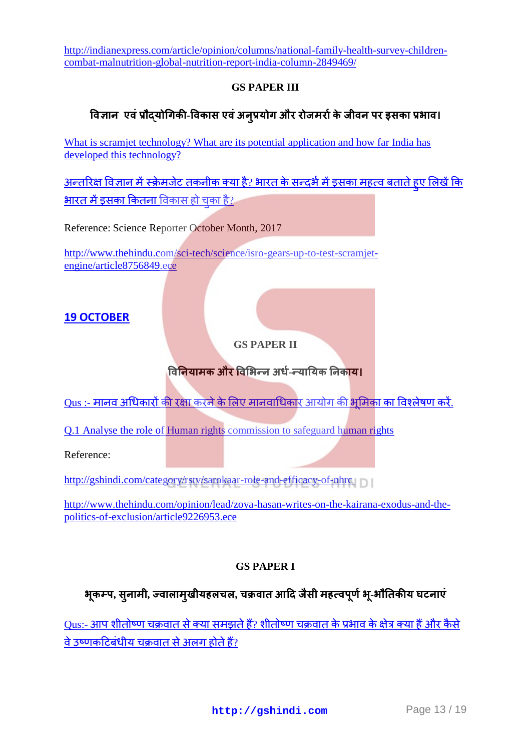http://indianexpress.com/article/opinion/columns/national-family-health-survey-children-combat-malnutrition-global-nutrition-report-india-column-2849469/

### GS PAPER III

### विज्ञान एवं प्रौद्योगिकी-विकास एवं अनुप्रयोग और रोजमर्रा के जीवन पर इसका प्रभाव।

What is scramjet technology? What are its potential application and how far India has developed this technology?

अन्तरिक्ष विज्ञान में स्क्रेमजेट तकनीक क्या है? भारत के सन्दर्भ में इसका महत्व बताते हुए लिखें कि भारत में इसका कितना विकास हो चुका है?

Reference: Science Reporter October Month, 2017

http://www.thehindu.com/sci-tech/science/isro-gears-up-to-test-scramjet-engine/article8756849.ece

## 19 OCTOBER

### GS PAPER II

### विनियामक और विभिन्न अर्ध-न्यायिक निकाय।

Qus :- मानव अधिकारों की रक्षा करने के लिए मानवाधिकार आयोग की भूमिका का विश्लेषण करें.

Q.1 Analyse the role of Human rights commission to safeguard human rights

Reference:

http://gshindi.com/category/rstv/sarokaar-role-and-efficacy-of-nhrc

http://www.thehindu.com/opinion/lead/zoya-hasan-writes-on-the-kairana-exodus-and-the-politics-of-exclusion/article9226953.ece

### GS PAPER I

### भूकम्प, सुनामी, ज्वालामुखीयहलचल, चक्रवात आदि जैसी महत्वपूर्ण भू-भौतिकीय घटनाएं

Qus:- आप शीतोष्ण चक्रवात से क्या समझते हैं? शीतोष्ण चक्रवात के प्रभाव के क्षेत्र क्या हैं और कैसे वे उष्णकटिबंधीय चक्रवात से अलग होते हैं?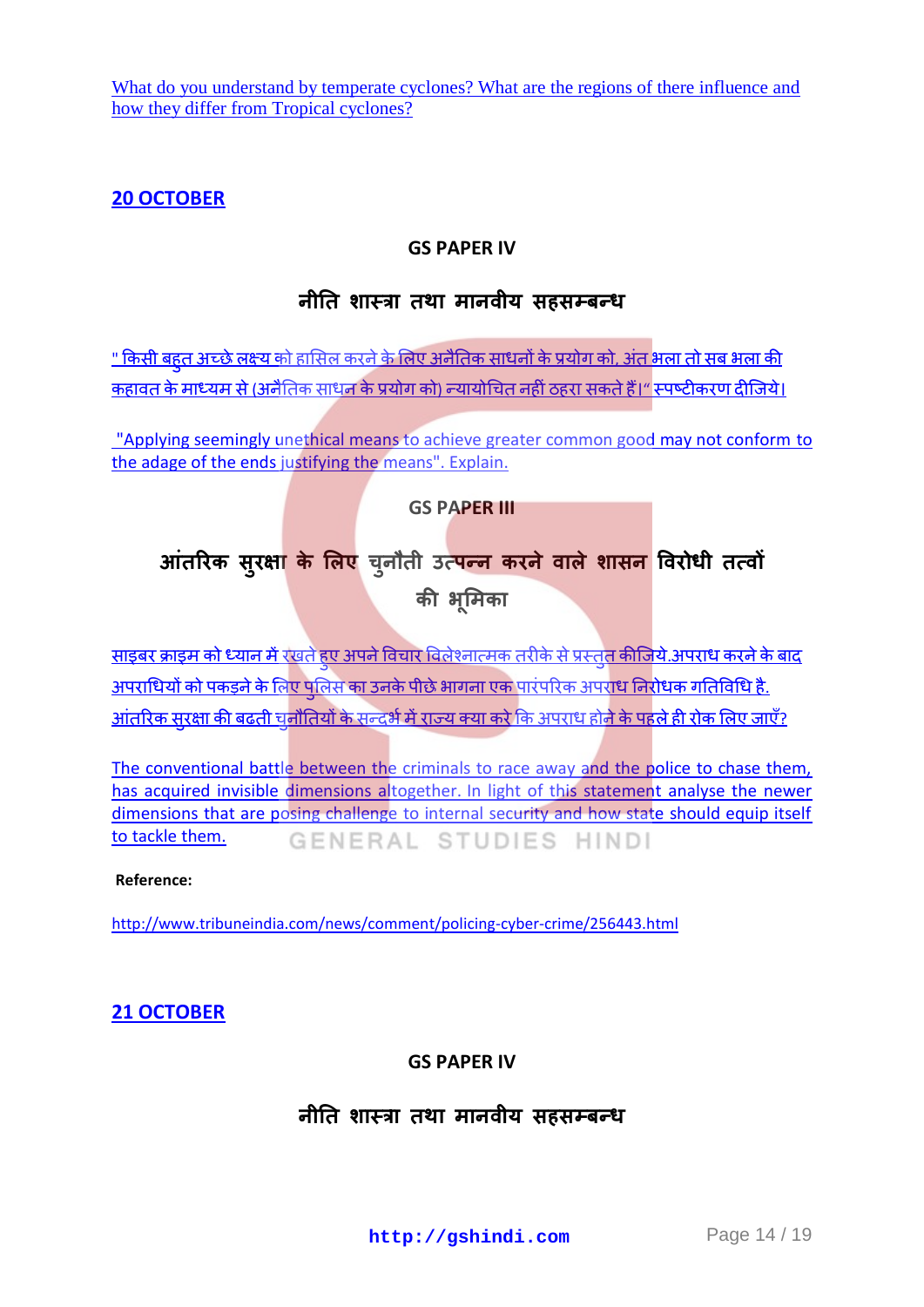[What do you understand by temperate cyclones? What are the regions of there influence and how they differ from Tropical cyclones?]

## 20 OCTOBER

### GS PAPER IV

### नीति शास्त्रा तथा मानवीय सहसम्बन्ध

" किसी बहुत अच्छे लक्ष्य को हासिल करने के लिए अनैतिक साधनों के प्रयोग को, अंत भला तो सब भला की कहावत के माध्यम से (अनैतिक साधन के प्रयोग को) न्यायोचित नहीं ठहरा सकते हैं।" स्पष्टीकरण दीजिये।

"Applying seemingly unethical means to achieve greater common good may not conform to the adage of the ends justifying the means". Explain.

### GS PAPER III

### आंतरिक सुरक्षा के लिए चुनौती उत्पन्न करने वाले शासन विरोधी तत्वों की भूमिका

साइबर क्राइम को ध्यान में रखते हुए अपने विचार विलेश्नात्मक तरीके से प्रस्तुत कीजिये.अपराध करने के बाद अपराधियों को पकड़ने के लिए पुलिस का उनके पीछे भागना एक पारंपरिक अपराध निरोधक गतिविधि है. आंतरिक सुरक्षा की बढती चुनौतियों के सन्दर्भ में राज्य क्या करे कि अपराध होने के पहले ही रोक लिए जाएँ?

The conventional battle between the criminals to race away and the police to chase them, has acquired invisible dimensions altogether. In light of this statement analyse the newer dimensions that are posing challenge to internal security and how state should equip itself to tackle them.

**Reference:**

http://www.tribuneindia.com/news/comment/policing-cyber-crime/256443.html

## 21 OCTOBER

### GS PAPER IV

### नीति शास्त्रा तथा मानवीय सहसम्बन्ध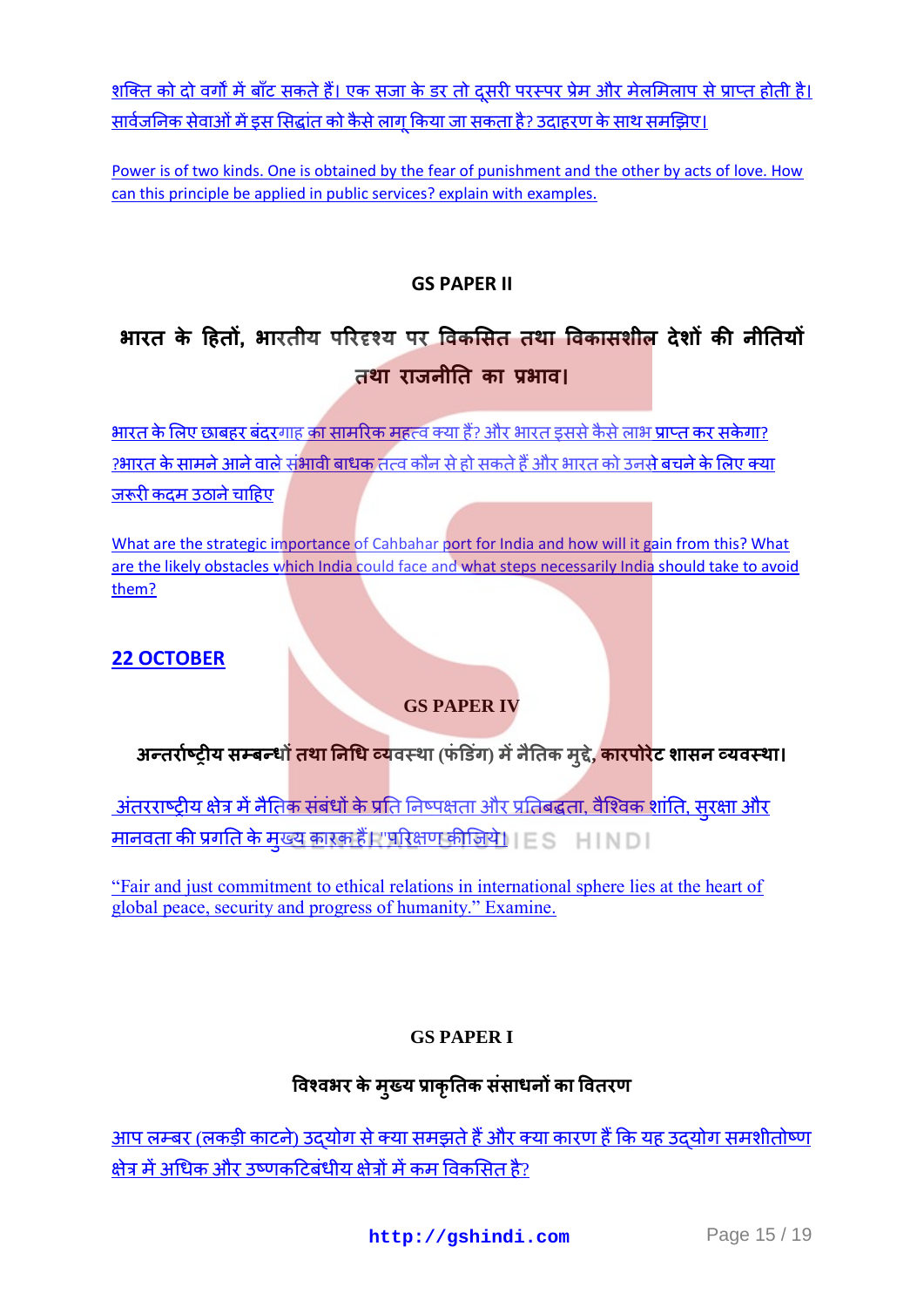शक्ति को दो वर्गों में बाँट सकते हैं। एक सजा के डर तो दूसरी परस्पर प्रेम और मेलमिलाप से प्राप्त होती है। सार्वजनिक सेवाओं में इस सिद्धांत को कैसे लागू किया जा सकता है? उदाहरण के साथ समझिए।

Power is of two kinds. One is obtained by the fear of punishment and the other by acts of love. How can this principle be applied in public services? explain with examples.

## GS PAPER II

## भारत के हितों, भारतीय परिदृश्य पर विकसित तथा विकासशील देशों की नीतियों तथा राजनीति का प्रभाव।

भारत के लिए छाबहर बंदरगाह का सामरिक महत्व क्या हैं? और भारत इससे कैसे लाभ प्राप्त कर सकेगा? ?भारत के सामने आने वाले संभावी बाधक तत्व कौन से हो सकते हैं और भारत को उनसे बचने के लिए क्या जरूरी कदम उठाने चाहिए

What are the strategic importance of Cahbahar port for India and how will it gain from this? What are the likely obstacles which India could face and what steps necessarily India should take to avoid them?

## 22 OCTOBER

## GS PAPER IV

### अन्तर्राष्ट्रीय सम्बन्धों तथा निधि व्यवस्था (फंडिंग) में नैतिक मुद्दे, कारपोरेट शासन व्यवस्था।

अंतरराष्ट्रीय क्षेत्र में नैतिक संबंधों के प्रति निष्पक्षता और प्रतिबद्धता, वैश्विक शांति, सुरक्षा और मानवता की प्रगति के मुख्य कारक हैं।"परिक्षण कीजिये।

"Fair and just commitment to ethical relations in international sphere lies at the heart of global peace, security and progress of humanity." Examine.

## GS PAPER I

### विश्वभर के मुख्य प्राकृतिक संसाधनों का वितरण

आप लम्बर (लकड़ी काटने) उद्योग से क्या समझते हैं और क्या कारण हैं कि यह उद्योग समशीतोष्ण क्षेत्र में अधिक और उष्णकटिबंधीय क्षेत्रों में कम विकसित है?

http://gshindi.com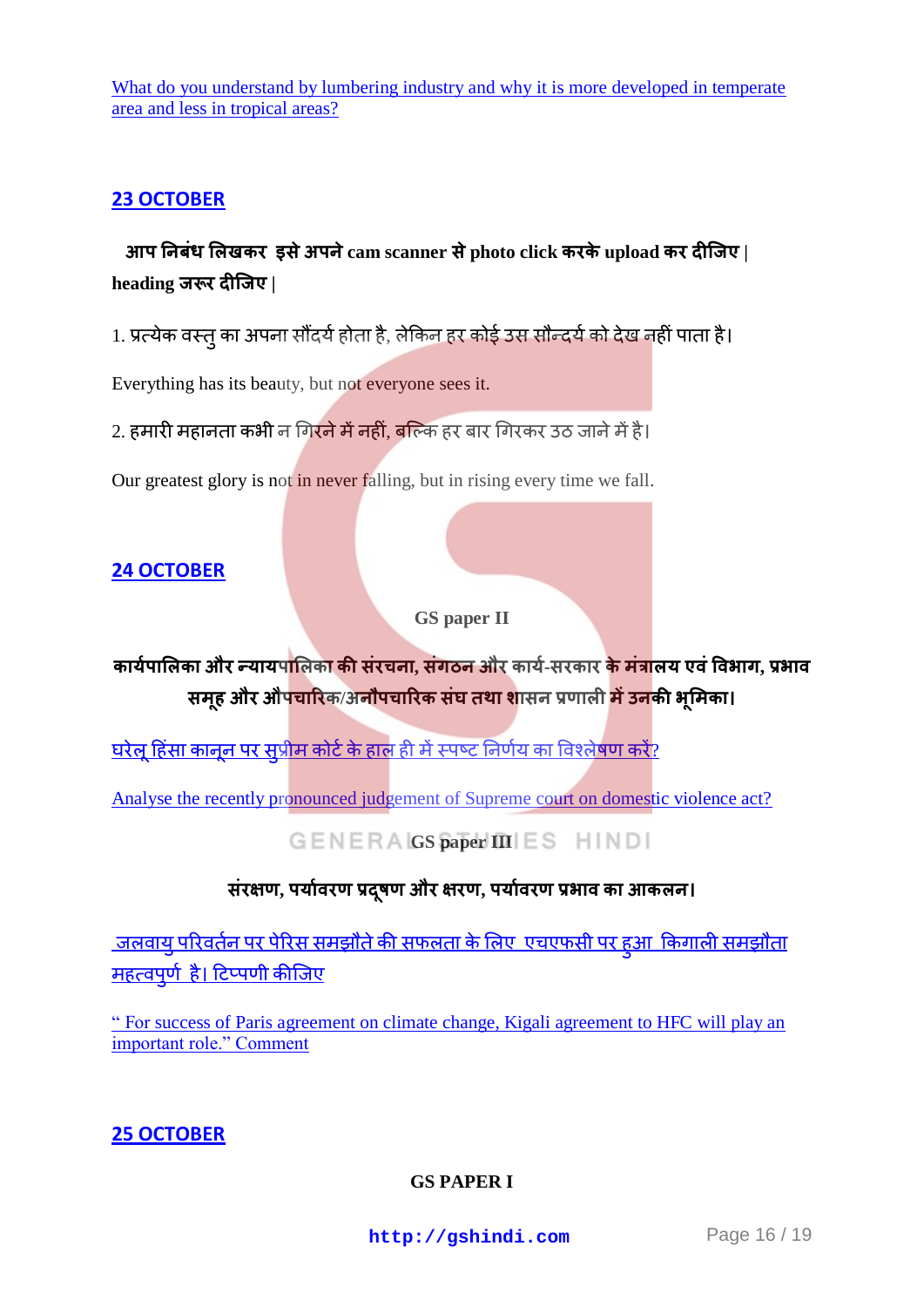[What do you understand by lumbering industry and why it is more developed in temperate area and less in tropical areas?]

## [23 OCTOBER]

**आप निबंध लिखकर इसे अपने cam scanner से photo click करके upload कर दीजिए | heading जरूर दीजिए |**

1. प्रत्येक वस्तु का अपना सौंदर्य होता है, लेकिन हर कोई उस सौन्दर्य को देख नहीं पाता है।

Everything has its beauty, but not everyone sees it.

2. हमारी महानता कभी न गिरने में नहीं, बल्कि हर बार गिरकर उठ जाने में है।

Our greatest glory is not in never falling, but in rising every time we fall.

## [24 OCTOBER]

GS paper II

**कार्यपालिका और न्यायपालिका की संरचना, संगठन और कार्य-सरकार के मंत्रालय एवं विभाग, प्रभाव समूह और औपचारिक/अनौपचारिक संघ तथा शासन प्रणाली में उनकी भूमिका।**

[घरेलू हिंसा कानून पर सुप्रीम कोर्ट के हाल ही में स्पष्ट निर्णय का विश्लेषण करें?]

[Analyse the recently pronounced judgement of Supreme court on domestic violence act?]

GS paper III

**संरक्षण, पर्यावरण प्रदूषण और क्षरण, पर्यावरण प्रभाव का आकलन।**

[जलवायु परिवर्तन पर पेरिस समझौते की सफलता के लिए एचएफसी पर हुआ किगाली समझौता महत्वपुर्ण है। टिप्पणी कीजिए]

[" For success of Paris agreement on climate change, Kigali agreement to HFC will play an important role." Comment]

## [25 OCTOBER]

GS PAPER I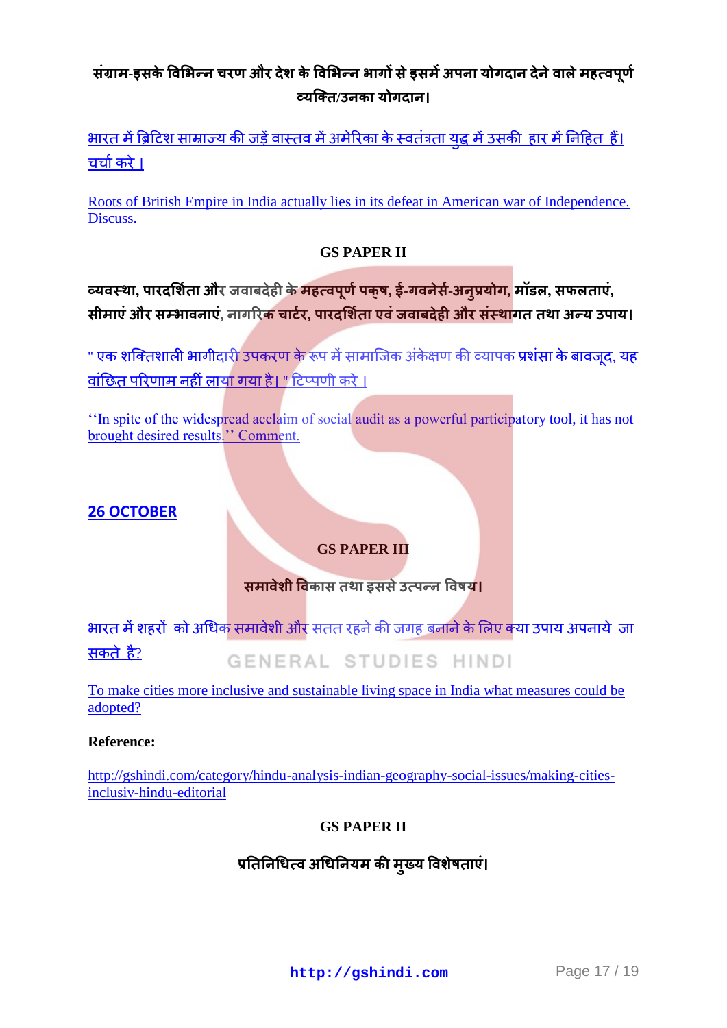**संग्राम-इसके विभिन्न चरण और देश के विभिन्न भागों से इसमें अपना योगदान देने वाले महत्वपूर्ण व्यक्ति/उनका योगदान।**

भारत में ब्रिटिश साम्राज्य की जड़ें वास्तव में अमेरिका के स्वतंत्रता युद्ध में उसकी हार में निहित हैं। चर्चा करे ।

Roots of British Empire in India actually lies in its defeat in American war of Independence. Discuss.

### GS PAPER II

**व्यवस्था, पारदर्शिता और जवाबदेही के महत्वपूर्ण पक्ष, ई-गवर्नेंस-अनुप्रयोग, मॉडल, सफलताएं, सीमाएं और सम्भावनाएं, नागरिक चार्टर, पारदर्शिता एवं जवाबदेही और संस्थागत तथा अन्य उपाय।**

" एक शक्तिशाली भागीदारी उपकरण के रूप में सामाजिक अंकेक्षण की व्यापक प्रशंसा के बावजूद, यह वांछित परिणाम नहीं लाया गया है। " टिप्पणी करे ।

''In spite of the widespread acclaim of social audit as a powerful participatory tool, it has not brought desired results.'' Comment.

## 26 OCTOBER

### GS PAPER III

**समावेशी विकास तथा इससे उत्पन्न विषय।**

भारत में शहरों को अधिक समावेशी और सतत रहने की जगह बनाने के लिए क्या उपाय अपनाये जा सकते है?

To make cities more inclusive and sustainable living space in India what measures could be adopted?

**Reference:**

http://gshindi.com/category/hindu-analysis-indian-geography-social-issues/making-cities-inclusiv-hindu-editorial

### GS PAPER II

**प्रतिनिधित्व अधिनियम की मुख्य विशेषताएं।**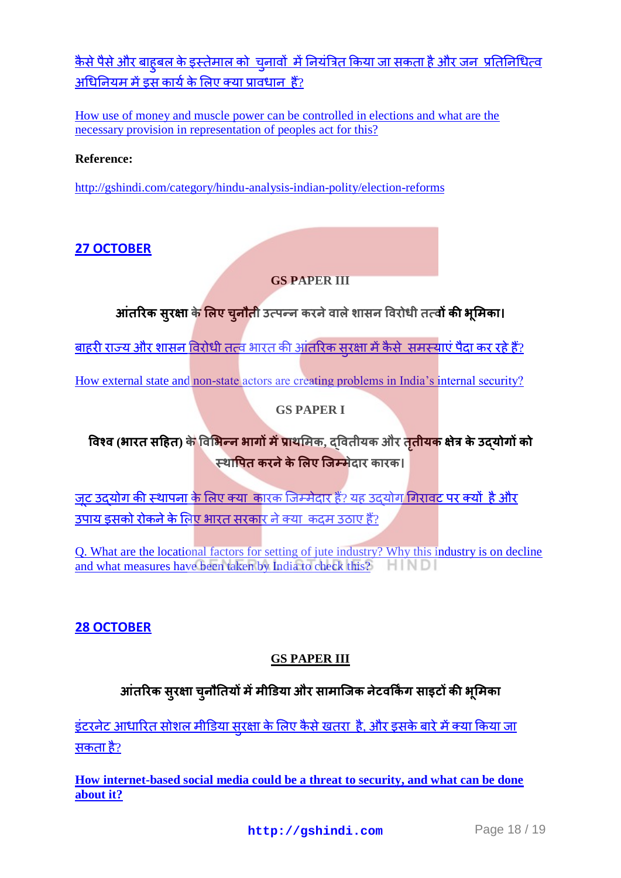[कैसे पैसे और बाहुबल के इस्तेमाल को चुनावों में नियंत्रित किया जा सकता है और जन प्रतिनिधित्व अधिनियम में इस कार्य के लिए क्या प्रावधान हैं?]

[How use of money and muscle power can be controlled in elections and what are the necessary provision in representation of peoples act for this?]

**Reference:**

http://gshindi.com/category/hindu-analysis-indian-polity/election-reforms

## 27 OCTOBER

### GS PAPER III

**आंतरिक सुरक्षा के लिए चुनौती उत्पन्न करने वाले शासन विरोधी तत्वों की भूमिका।**

[बाहरी राज्य और शासन विरोधी तत्व भारत की आंतरिक सुरक्षा में कैसे समस्याएं पैदा कर रहे हैं?]

[How external state and non-state actors are creating problems in India's internal security?]

### GS PAPER I

**विश्व (भारत सहित) के विभिन्न भागों में प्राथमिक, द्वितीयक और तृतीयक क्षेत्र के उद्योगों को स्थापित करने के लिए जिम्मेदार कारक।**

[जूट उद्योग की स्थापना के लिए क्या कारक जिम्मेदार हैं? यह उद्योग गिरावट पर क्यों है और उपाय इसको रोकने के लिए भारत सरकार ने क्या कदम उठाए हैं?]

[Q. What are the locational factors for setting of jute industry? Why this industry is on decline and what measures have been taken by India to check this?]

## 28 OCTOBER

### GS PAPER III

**आंतरिक सुरक्षा चुनौतियों में मीडिया और सामाजिक नेटवर्किंग साइटों की भूमिका**

[इंटरनेट आधारित सोशल मीडिया सुरक्षा के लिए कैसे खतरा है, और इसके बारे में क्या किया जा सकता है?]

**[How internet-based social media could be a threat to security, and what can be done about it?]**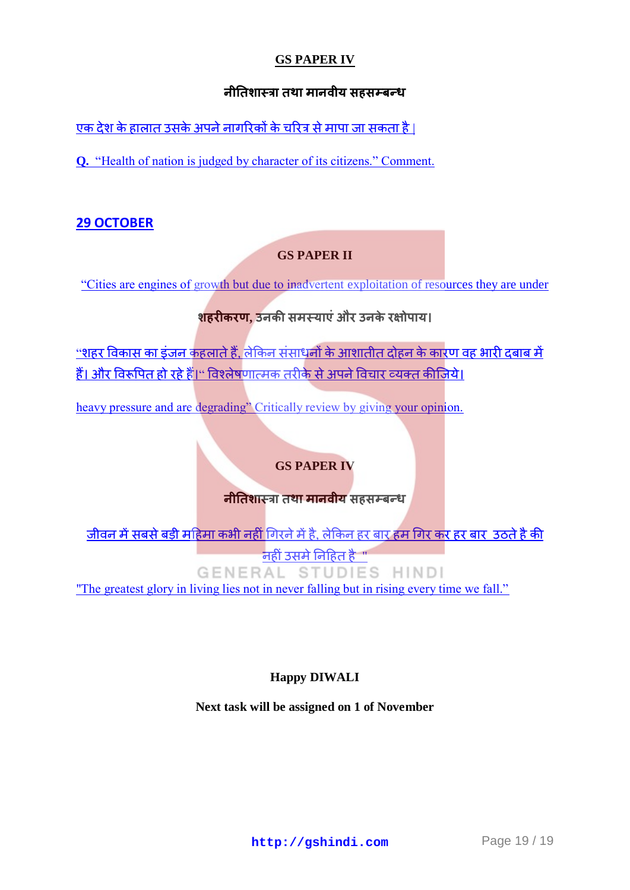**GS PAPER IV**

**नीतिशास्त्रा तथा मानवीय सहसम्बन्ध**

एक देश के हालात उसके अपने नागरिकों के चरित्र से मापा जा सकता है |

**Q.** "Health of nation is judged by character of its citizens." Comment.

## 29 OCTOBER

**GS PAPER II**

"Cities are engines of growth but due to inadvertent exploitation of resources they are under

**शहरीकरण, उनकी समस्याएं और उनके रक्षोपाय।**

"शहर विकास का इंजन कहलाते हैं, लेकिन संसाधनों के आशातीत दोहन के कारण वह भारी दबाब में हैं। और विरूपित हो रहे हैं।" विश्लेषणात्मक तरीके से अपने विचार व्यक्त कीजिये।

heavy pressure and are degrading" Critically review by giving your opinion.

**GS PAPER IV**

**नीतिशास्त्रा तथा मानवीय सहसम्बन्ध**

जीवन में सबसे बड़ी महिमा कभी नहीं गिरने में है, लेकिन हर बार हम गिर कर हर बार उठते है की नहीं उसमे निहित है "

"The greatest glory in living lies not in never falling but in rising every time we fall."

**Happy DIWALI**

**Next task will be assigned on 1 of November**